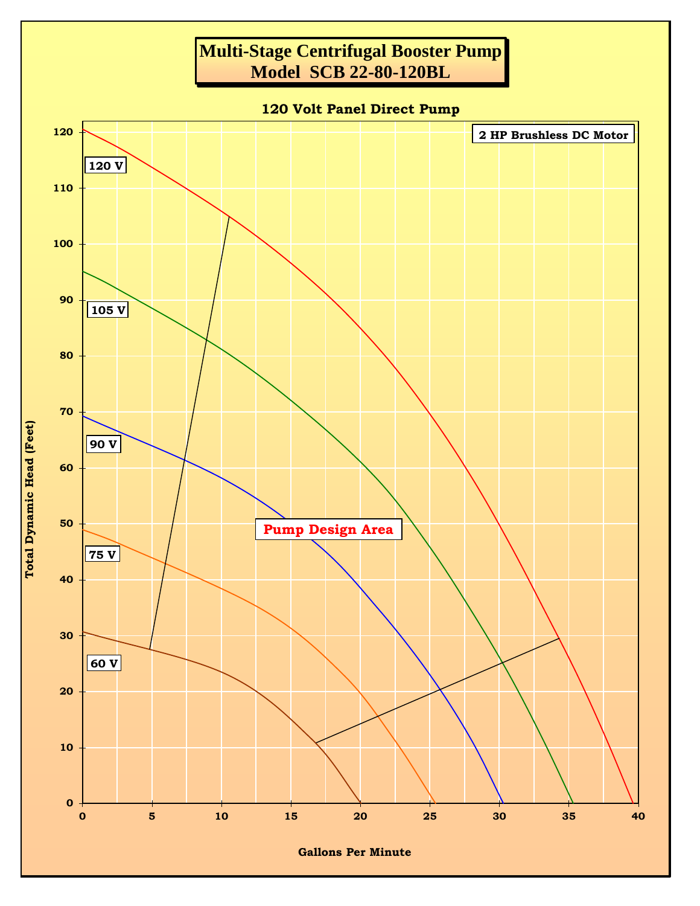# Multi-Stage Centrifugal Booster Pump
## Model SCB 22-80-120BL

### 120 Volt Panel Direct Pump

2 HP Brushless DC Motor

Total Dynamic Head (Feet)

Gallons Per Minute

120 V

105 V

90 V

75 V

60 V

Pump Design Area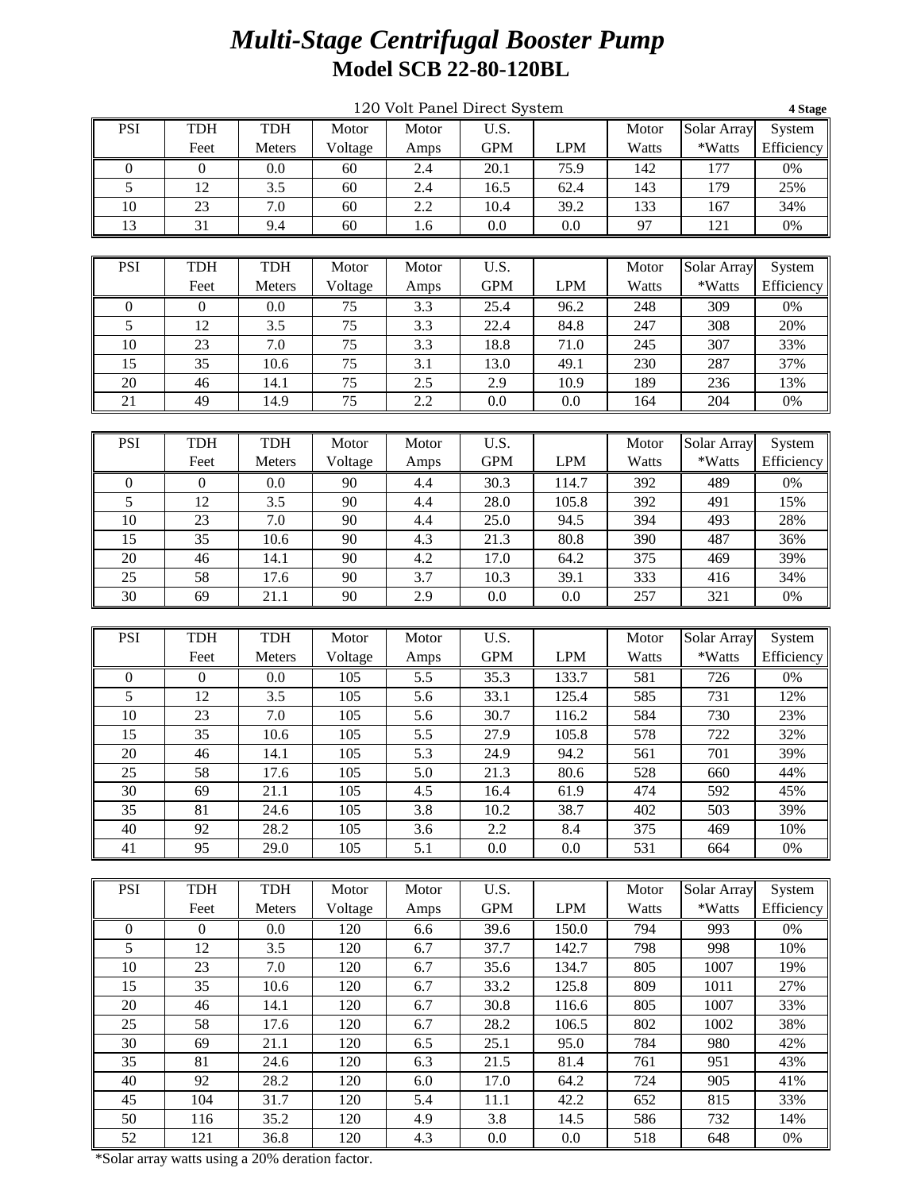# *Multi-Stage Centrifugal Booster Pump*

## Model SCB 22-80-120BL

120 Volt Panel Direct System **4 Stage**

| PSI | TDH Feet | TDH Meters | Motor Voltage | Motor Amps | U.S. GPM | LPM | Motor Watts | Solar Array *Watts | System Efficiency |
|---|---|---|---|---|---|---|---|---|---|
| 0 | 0 | 0.0 | 60 | 2.4 | 20.1 | 75.9 | 142 | 177 | 0% |
| 5 | 12 | 3.5 | 60 | 2.4 | 16.5 | 62.4 | 143 | 179 | 25% |
| 10 | 23 | 7.0 | 60 | 2.2 | 10.4 | 39.2 | 133 | 167 | 34% |
| 13 | 31 | 9.4 | 60 | 1.6 | 0.0 | 0.0 | 97 | 121 | 0% |

| PSI | TDH Feet | TDH Meters | Motor Voltage | Motor Amps | U.S. GPM | LPM | Motor Watts | Solar Array *Watts | System Efficiency |
|---|---|---|---|---|---|---|---|---|---|
| 0 | 0 | 0.0 | 75 | 3.3 | 25.4 | 96.2 | 248 | 309 | 0% |
| 5 | 12 | 3.5 | 75 | 3.3 | 22.4 | 84.8 | 247 | 308 | 20% |
| 10 | 23 | 7.0 | 75 | 3.3 | 18.8 | 71.0 | 245 | 307 | 33% |
| 15 | 35 | 10.6 | 75 | 3.1 | 13.0 | 49.1 | 230 | 287 | 37% |
| 20 | 46 | 14.1 | 75 | 2.5 | 2.9 | 10.9 | 189 | 236 | 13% |
| 21 | 49 | 14.9 | 75 | 2.2 | 0.0 | 0.0 | 164 | 204 | 0% |

| PSI | TDH Feet | TDH Meters | Motor Voltage | Motor Amps | U.S. GPM | LPM | Motor Watts | Solar Array *Watts | System Efficiency |
|---|---|---|---|---|---|---|---|---|---|
| 0 | 0 | 0.0 | 90 | 4.4 | 30.3 | 114.7 | 392 | 489 | 0% |
| 5 | 12 | 3.5 | 90 | 4.4 | 28.0 | 105.8 | 392 | 491 | 15% |
| 10 | 23 | 7.0 | 90 | 4.4 | 25.0 | 94.5 | 394 | 493 | 28% |
| 15 | 35 | 10.6 | 90 | 4.3 | 21.3 | 80.8 | 390 | 487 | 36% |
| 20 | 46 | 14.1 | 90 | 4.2 | 17.0 | 64.2 | 375 | 469 | 39% |
| 25 | 58 | 17.6 | 90 | 3.7 | 10.3 | 39.1 | 333 | 416 | 34% |
| 30 | 69 | 21.1 | 90 | 2.9 | 0.0 | 0.0 | 257 | 321 | 0% |

| PSI | TDH Feet | TDH Meters | Motor Voltage | Motor Amps | U.S. GPM | LPM | Motor Watts | Solar Array *Watts | System Efficiency |
|---|---|---|---|---|---|---|---|---|---|
| 0 | 0 | 0.0 | 105 | 5.5 | 35.3 | 133.7 | 581 | 726 | 0% |
| 5 | 12 | 3.5 | 105 | 5.6 | 33.1 | 125.4 | 585 | 731 | 12% |
| 10 | 23 | 7.0 | 105 | 5.6 | 30.7 | 116.2 | 584 | 730 | 23% |
| 15 | 35 | 10.6 | 105 | 5.5 | 27.9 | 105.8 | 578 | 722 | 32% |
| 20 | 46 | 14.1 | 105 | 5.3 | 24.9 | 94.2 | 561 | 701 | 39% |
| 25 | 58 | 17.6 | 105 | 5.0 | 21.3 | 80.6 | 528 | 660 | 44% |
| 30 | 69 | 21.1 | 105 | 4.5 | 16.4 | 61.9 | 474 | 592 | 45% |
| 35 | 81 | 24.6 | 105 | 3.8 | 10.2 | 38.7 | 402 | 503 | 39% |
| 40 | 92 | 28.2 | 105 | 3.6 | 2.2 | 8.4 | 375 | 469 | 10% |
| 41 | 95 | 29.0 | 105 | 5.1 | 0.0 | 0.0 | 531 | 664 | 0% |

| PSI | TDH Feet | TDH Meters | Motor Voltage | Motor Amps | U.S. GPM | LPM | Motor Watts | Solar Array *Watts | System Efficiency |
|---|---|---|---|---|---|---|---|---|---|
| 0 | 0 | 0.0 | 120 | 6.6 | 39.6 | 150.0 | 794 | 993 | 0% |
| 5 | 12 | 3.5 | 120 | 6.7 | 37.7 | 142.7 | 798 | 998 | 10% |
| 10 | 23 | 7.0 | 120 | 6.7 | 35.6 | 134.7 | 805 | 1007 | 19% |
| 15 | 35 | 10.6 | 120 | 6.7 | 33.2 | 125.8 | 809 | 1011 | 27% |
| 20 | 46 | 14.1 | 120 | 6.7 | 30.8 | 116.6 | 805 | 1007 | 33% |
| 25 | 58 | 17.6 | 120 | 6.7 | 28.2 | 106.5 | 802 | 1002 | 38% |
| 30 | 69 | 21.1 | 120 | 6.5 | 25.1 | 95.0 | 784 | 980 | 42% |
| 35 | 81 | 24.6 | 120 | 6.3 | 21.5 | 81.4 | 761 | 951 | 43% |
| 40 | 92 | 28.2 | 120 | 6.0 | 17.0 | 64.2 | 724 | 905 | 41% |
| 45 | 104 | 31.7 | 120 | 5.4 | 11.1 | 42.2 | 652 | 815 | 33% |
| 50 | 116 | 35.2 | 120 | 4.9 | 3.8 | 14.5 | 586 | 732 | 14% |
| 52 | 121 | 36.8 | 120 | 4.3 | 0.0 | 0.0 | 518 | 648 | 0% |

*Solar array watts using a 20% deration factor.